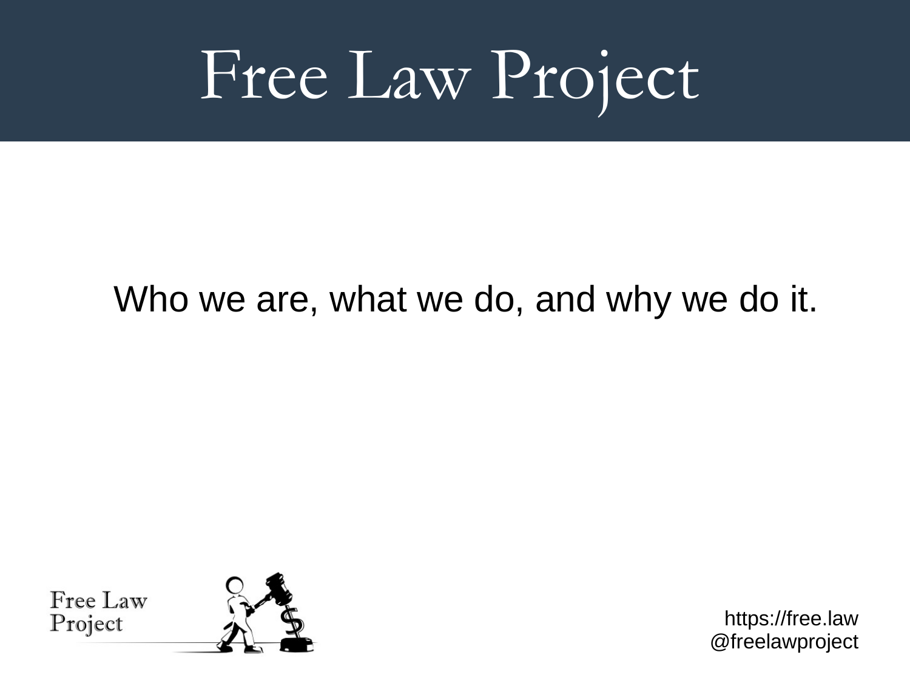# Free Law Project

Who we are, what we do, and why we do it.

Free Law Project

https://free.law
@freelawproject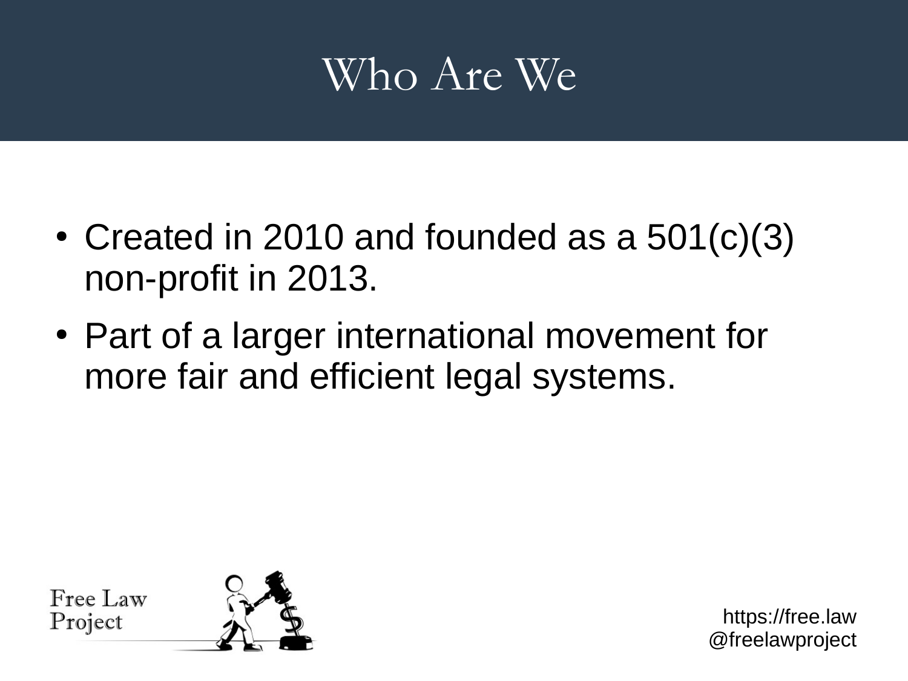# Who Are We

- Created in 2010 and founded as a 501(c)(3) non-profit in 2013.
- Part of a larger international movement for more fair and efficient legal systems.

Free Law Project

https://free.law
@freelawproject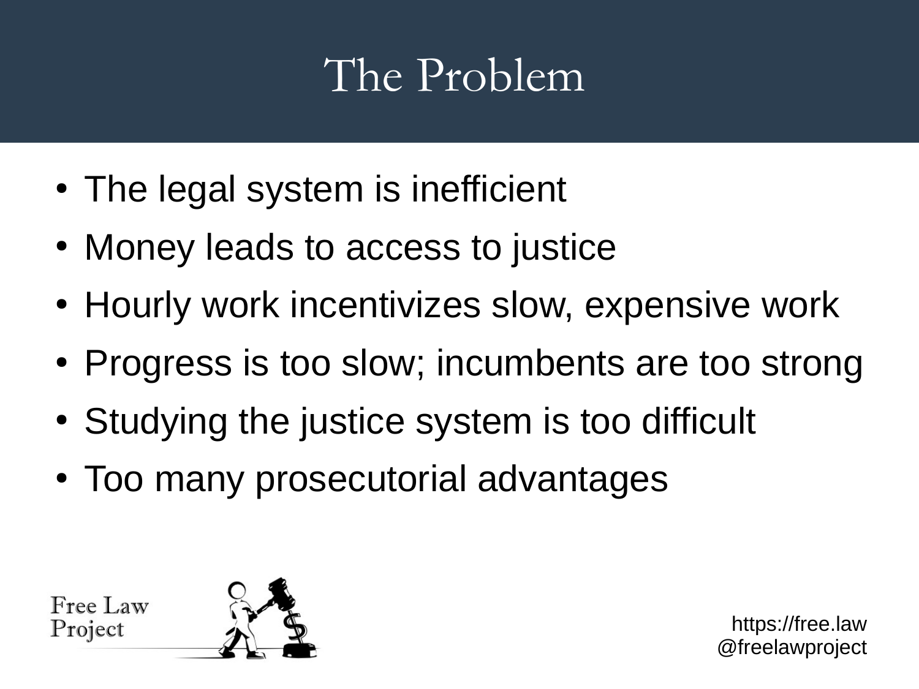# The Problem

- The legal system is inefficient
- Money leads to access to justice
- Hourly work incentivizes slow, expensive work
- Progress is too slow; incumbents are too strong
- Studying the justice system is too difficult
- Too many prosecutorial advantages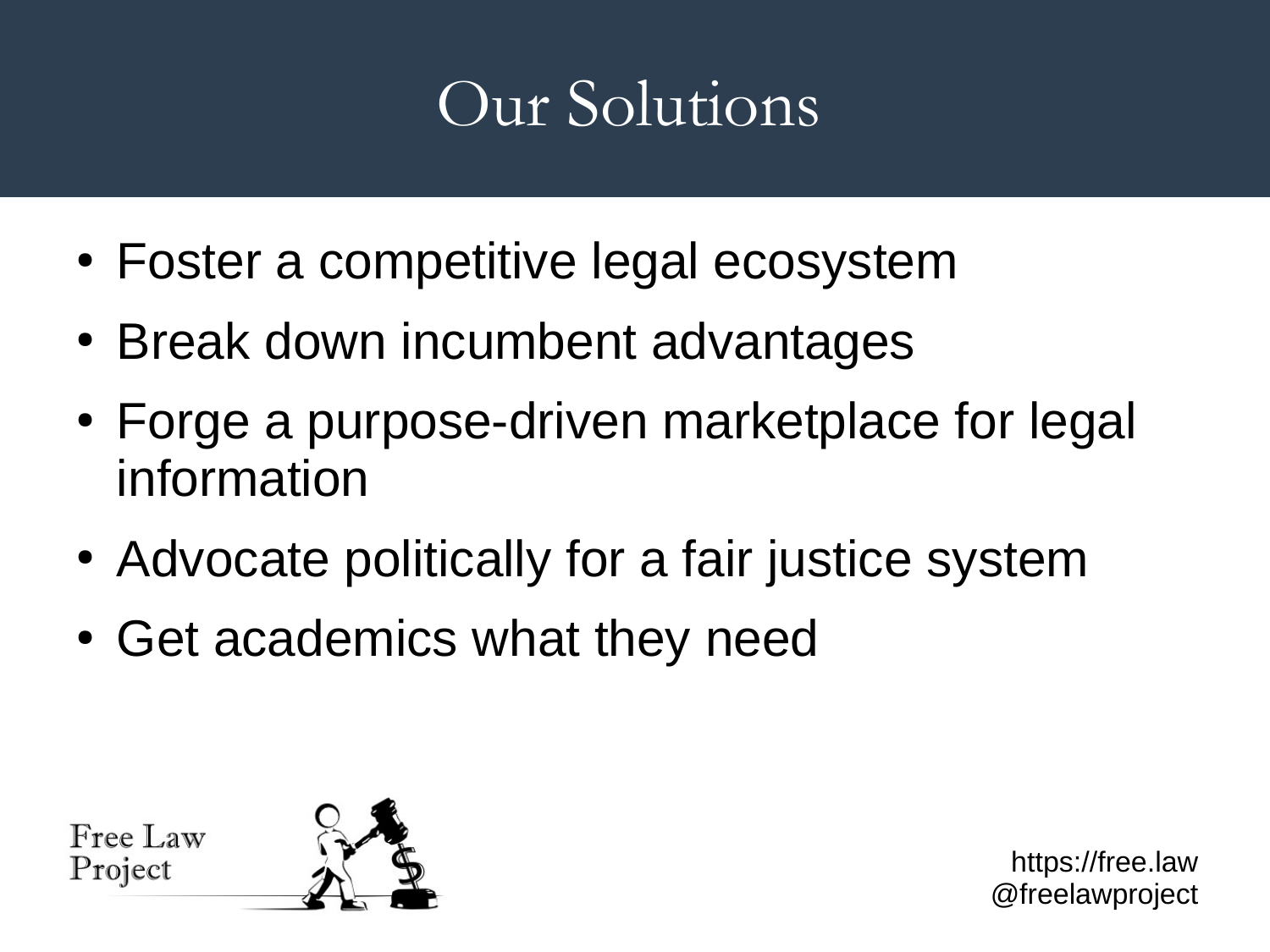# Our Solutions

- Foster a competitive legal ecosystem
- Break down incumbent advantages
- Forge a purpose-driven marketplace for legal information
- Advocate politically for a fair justice system
- Get academics what they need

Free Law Project

https://free.law
@freelawproject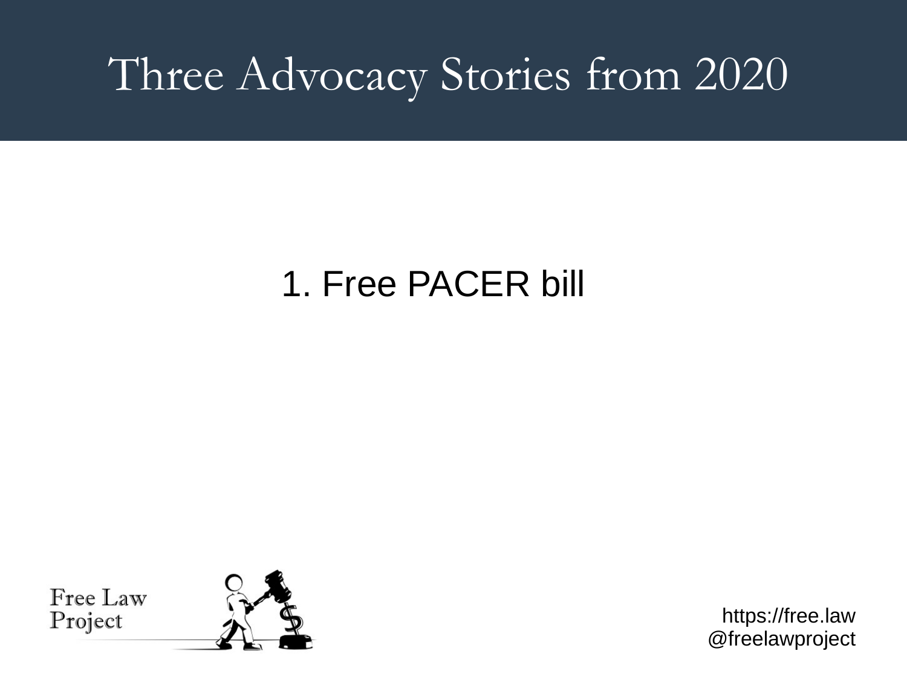# Three Advocacy Stories from 2020

1. Free PACER bill

Free Law Project

https://free.law
@freelawproject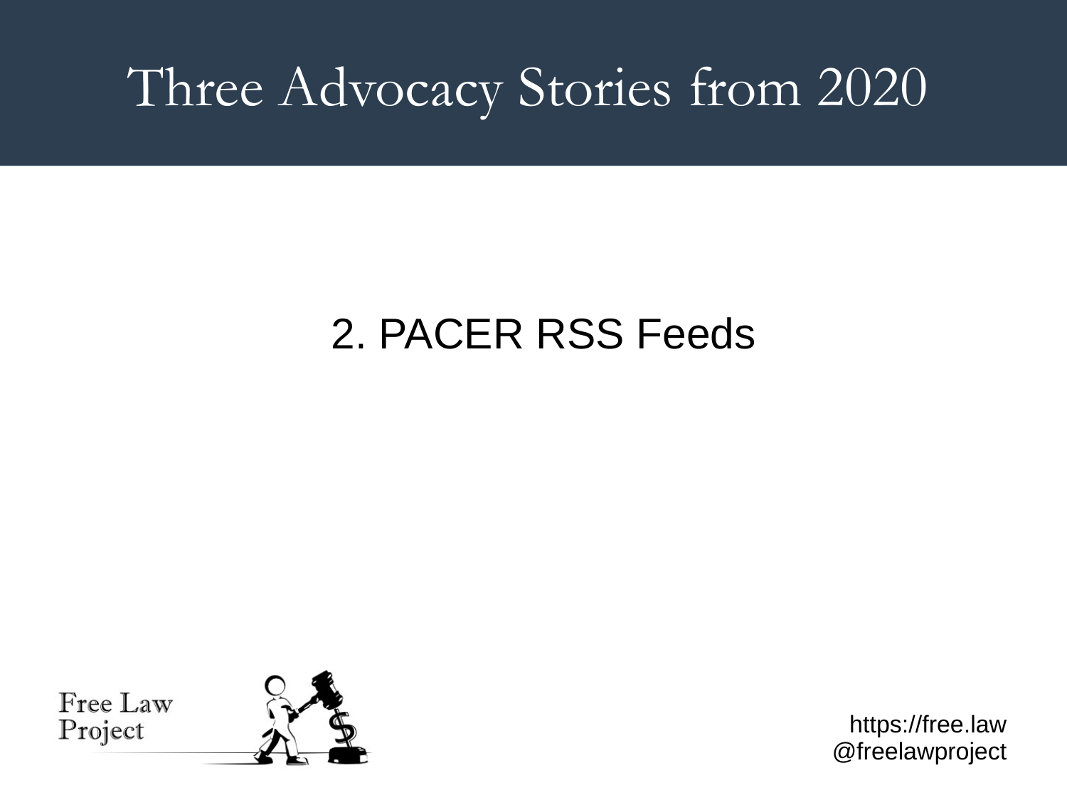# Three Advocacy Stories from 2020

2. PACER RSS Feeds

https://free.law
@freelawproject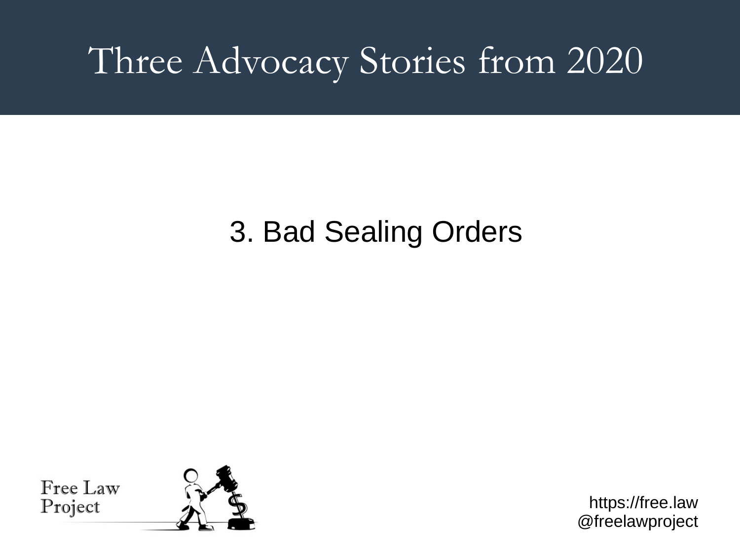# Three Advocacy Stories from 2020

3. Bad Sealing Orders

Free Law Project

https://free.law
@freelawproject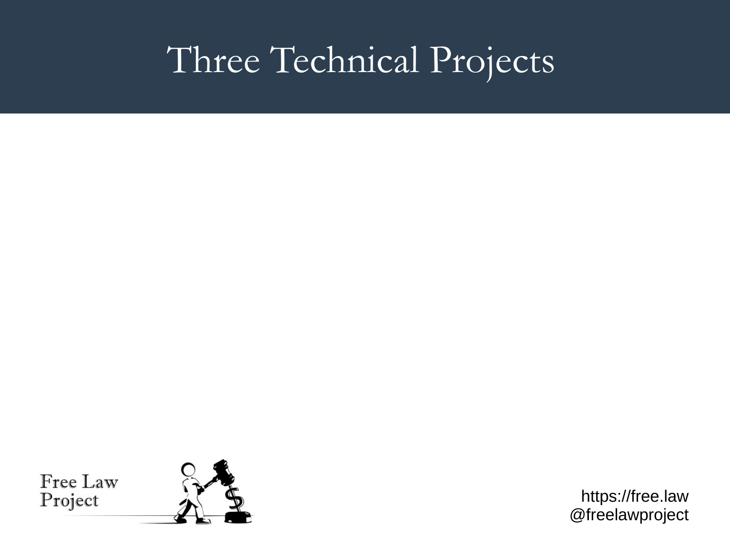# Three Technical Projects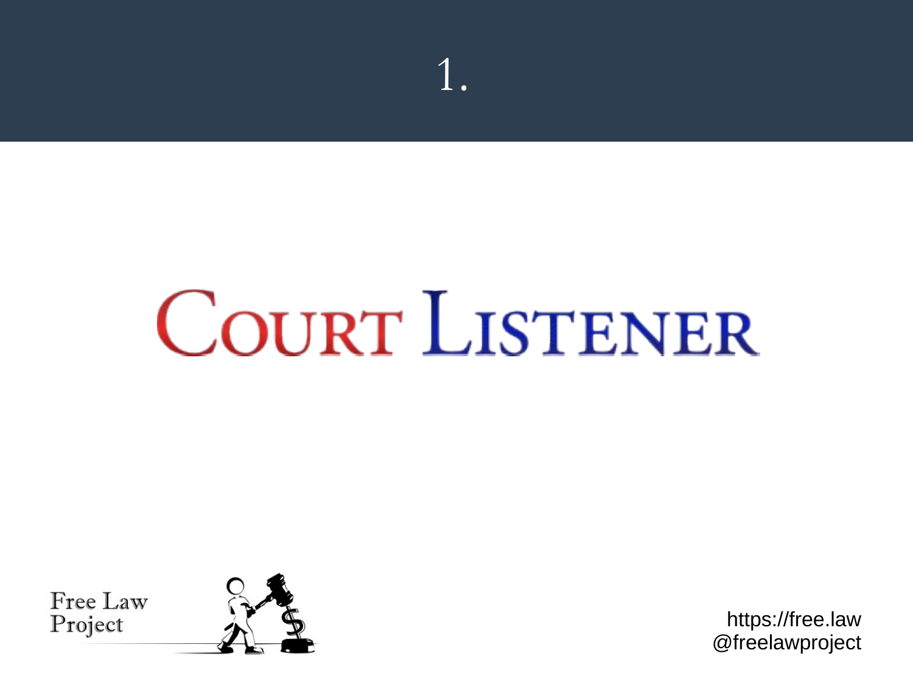# 1.

# Court Listener

Free Law Project

https://free.law
@freelawproject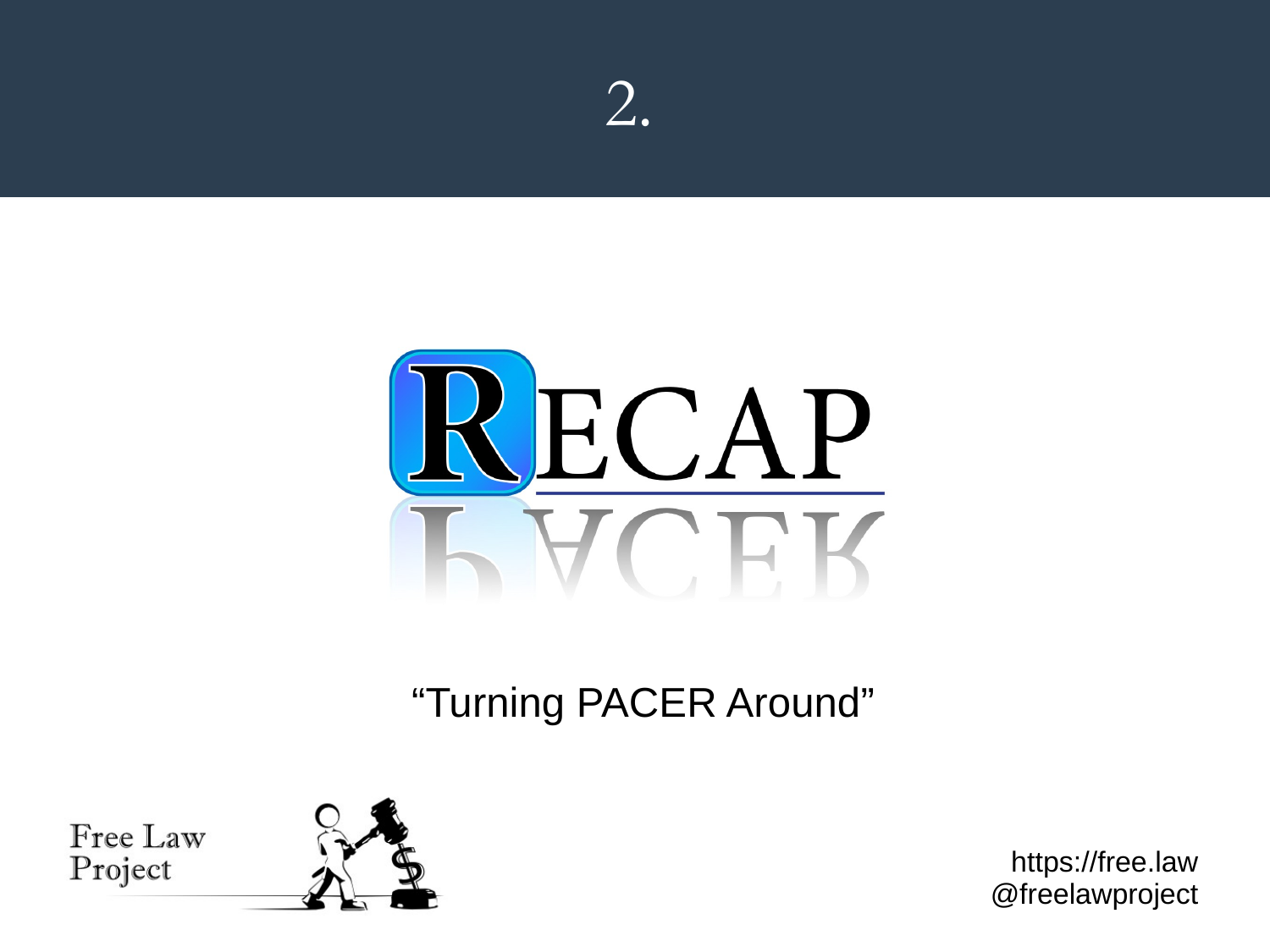# 2.

RECAP

"Turning PACER Around"

Free Law Project

https://free.law
@freelawproject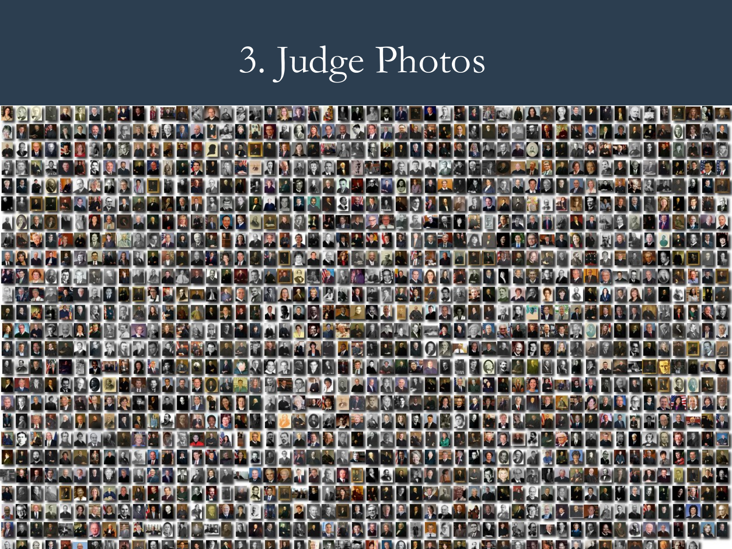# 3. Judge Photos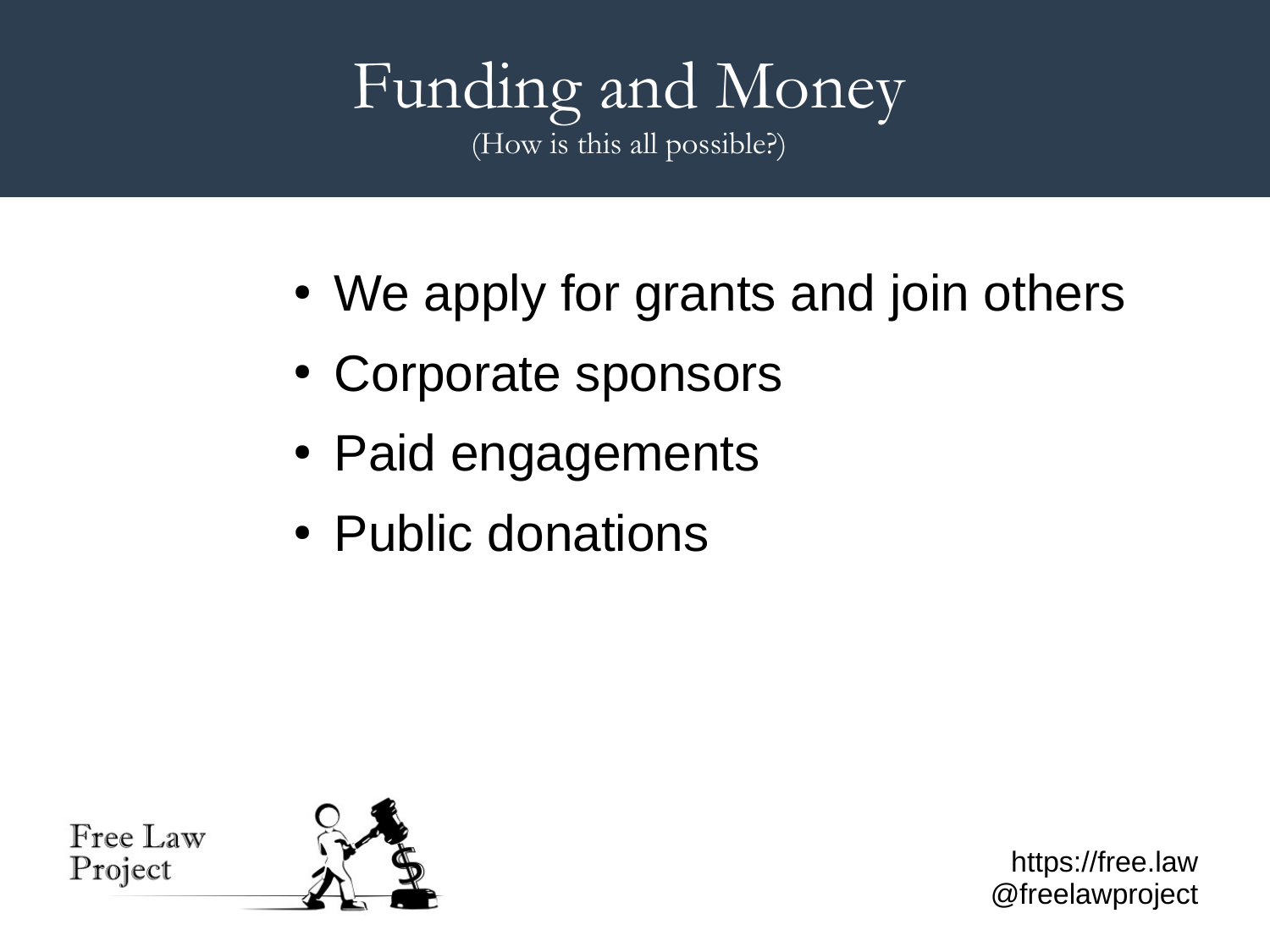# Funding and Money

(How is this all possible?)

- We apply for grants and join others
- Corporate sponsors
- Paid engagements
- Public donations

Free Law Project

https://free.law
@freelawproject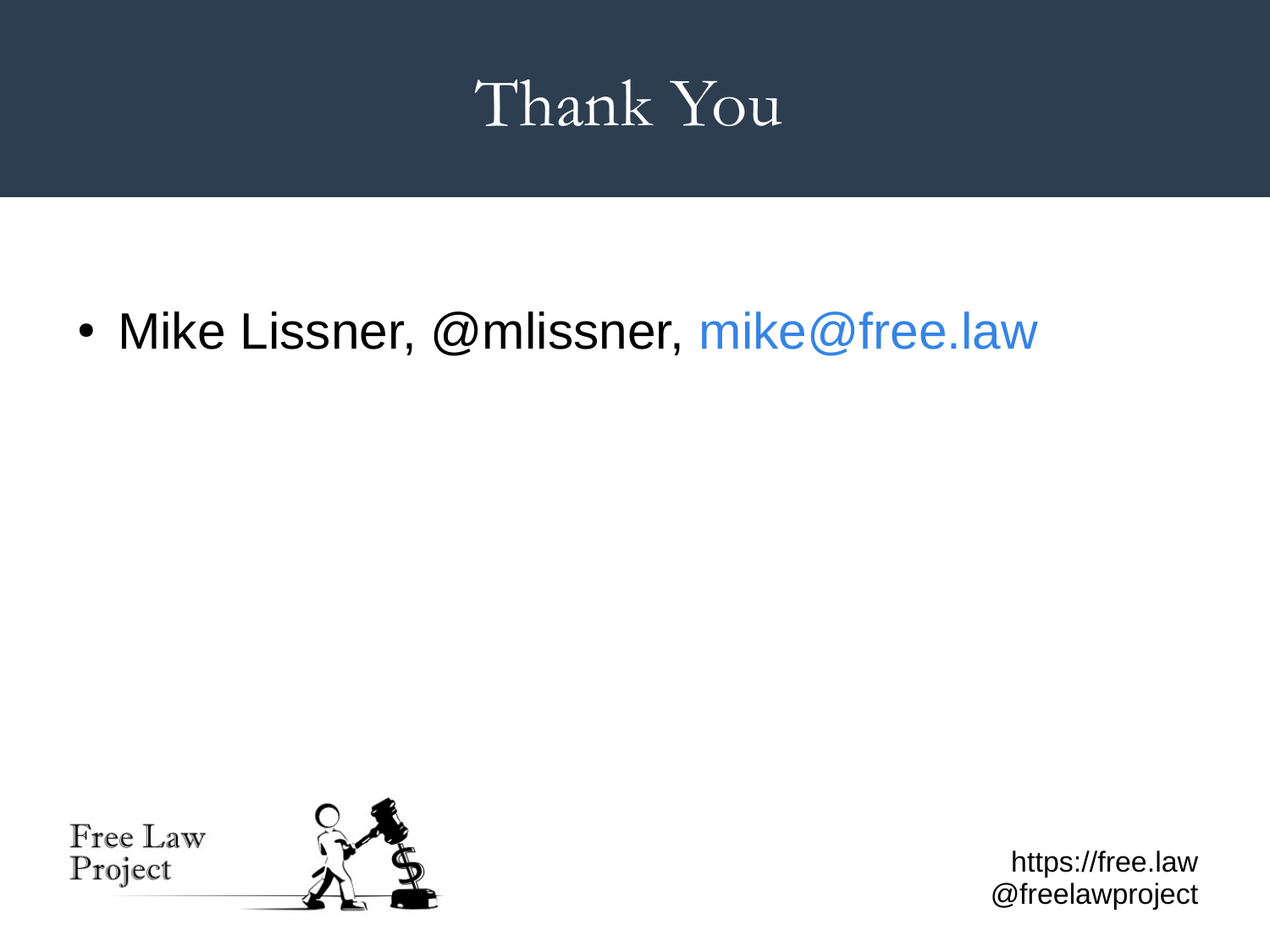# Thank You

- Mike Lissner, @mlissner, mike@free.law

Free Law Project

https://free.law
@freelawproject